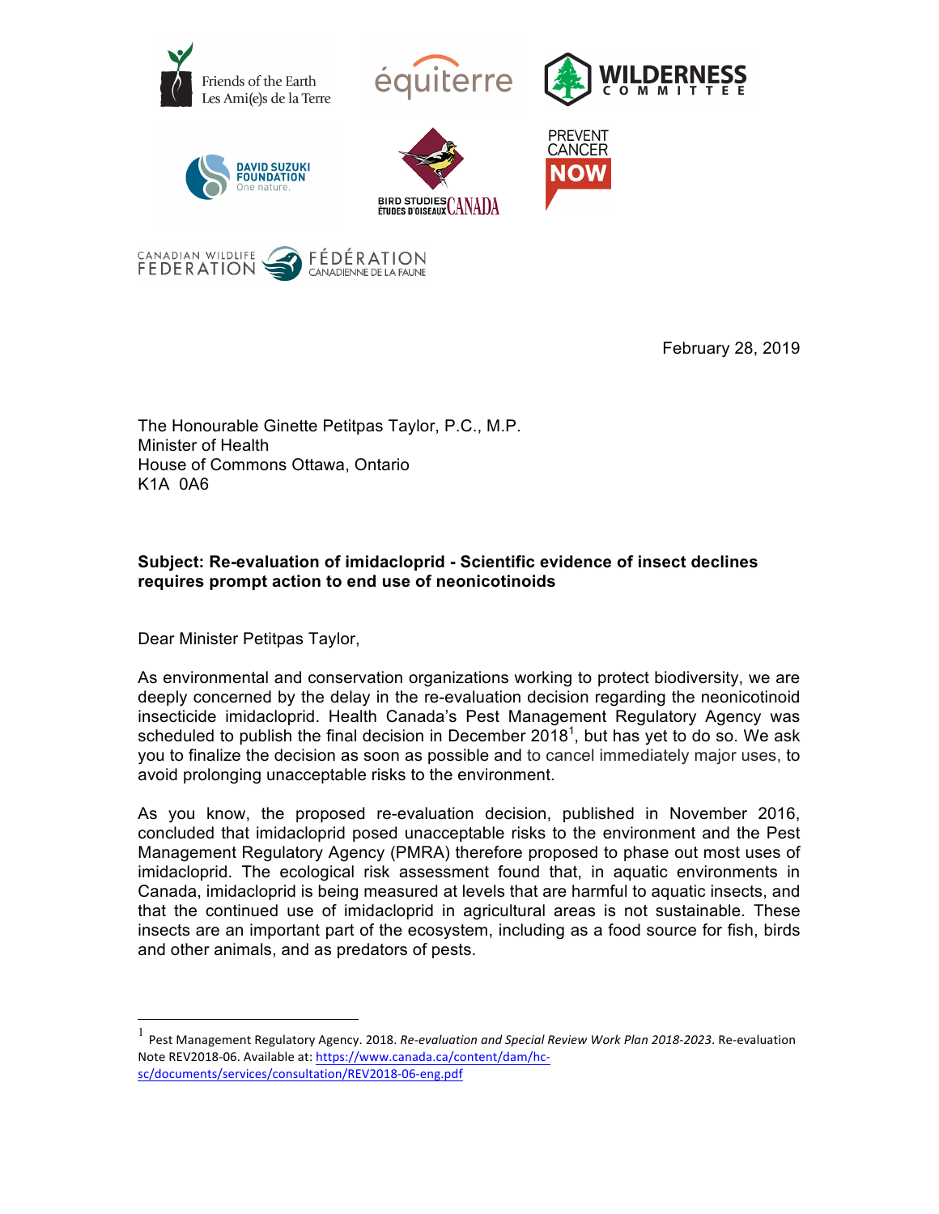February 28, 2019

The Honourable Ginette Petitpas Taylor, P.C., M.P.
Minister of Health
House of Commons Ottawa, Ontario
K1A 0A6

**Subject: Re-evaluation of imidacloprid - Scientific evidence of insect declines requires prompt action to end use of neonicotinoids**

Dear Minister Petitpas Taylor,

As environmental and conservation organizations working to protect biodiversity, we are deeply concerned by the delay in the re-evaluation decision regarding the neonicotinoid insecticide imidacloprid. Health Canada's Pest Management Regulatory Agency was scheduled to publish the final decision in December 2018[1], but has yet to do so. We ask you to finalize the decision as soon as possible and to cancel immediately major uses, to avoid prolonging unacceptable risks to the environment.

As you know, the proposed re-evaluation decision, published in November 2016, concluded that imidacloprid posed unacceptable risks to the environment and the Pest Management Regulatory Agency (PMRA) therefore proposed to phase out most uses of imidacloprid. The ecological risk assessment found that, in aquatic environments in Canada, imidacloprid is being measured at levels that are harmful to aquatic insects, and that the continued use of imidacloprid in agricultural areas is not sustainable. These insects are an important part of the ecosystem, including as a food source for fish, birds and other animals, and as predators of pests.

---

[1] Pest Management Regulatory Agency. 2018. *Re-evaluation and Special Review Work Plan 2018-2023*. Re-evaluation Note REV2018-06. Available at: https://www.canada.ca/content/dam/hc-sc/documents/services/consultation/REV2018-06-eng.pdf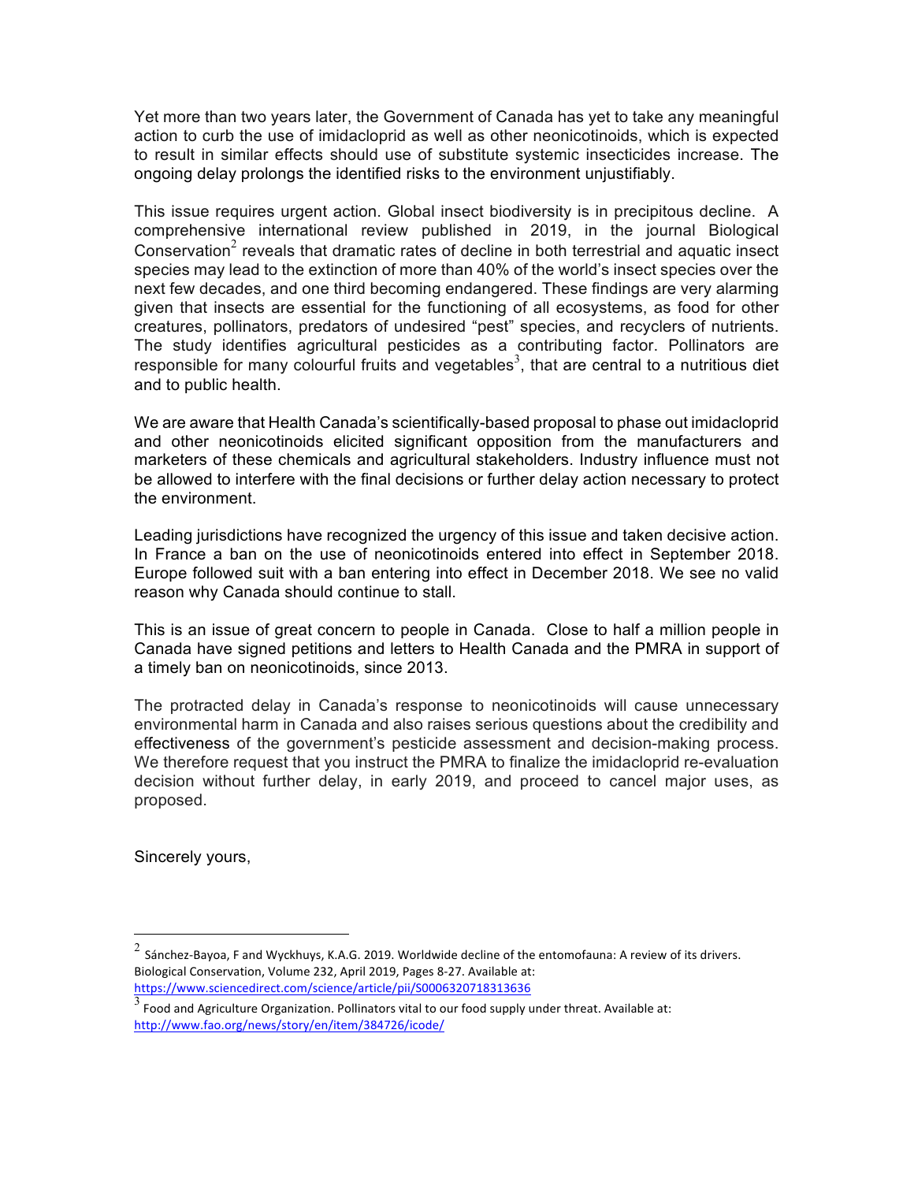Yet more than two years later, the Government of Canada has yet to take any meaningful action to curb the use of imidacloprid as well as other neonicotinoids, which is expected to result in similar effects should use of substitute systemic insecticides increase. The ongoing delay prolongs the identified risks to the environment unjustifiably.

This issue requires urgent action. Global insect biodiversity is in precipitous decline. A comprehensive international review published in 2019, in the journal Biological Conservation[2] reveals that dramatic rates of decline in both terrestrial and aquatic insect species may lead to the extinction of more than 40% of the world's insect species over the next few decades, and one third becoming endangered. These findings are very alarming given that insects are essential for the functioning of all ecosystems, as food for other creatures, pollinators, predators of undesired "pest" species, and recyclers of nutrients. The study identifies agricultural pesticides as a contributing factor. Pollinators are responsible for many colourful fruits and vegetables[3], that are central to a nutritious diet and to public health.

We are aware that Health Canada's scientifically-based proposal to phase out imidacloprid and other neonicotinoids elicited significant opposition from the manufacturers and marketers of these chemicals and agricultural stakeholders. Industry influence must not be allowed to interfere with the final decisions or further delay action necessary to protect the environment.

Leading jurisdictions have recognized the urgency of this issue and taken decisive action. In France a ban on the use of neonicotinoids entered into effect in September 2018. Europe followed suit with a ban entering into effect in December 2018. We see no valid reason why Canada should continue to stall.

This is an issue of great concern to people in Canada. Close to half a million people in Canada have signed petitions and letters to Health Canada and the PMRA in support of a timely ban on neonicotinoids, since 2013.

The protracted delay in Canada's response to neonicotinoids will cause unnecessary environmental harm in Canada and also raises serious questions about the credibility and effectiveness of the government's pesticide assessment and decision-making process. We therefore request that you instruct the PMRA to finalize the imidacloprid re-evaluation decision without further delay, in early 2019, and proceed to cancel major uses, as proposed.

Sincerely yours,

---

[2] Sánchez-Bayoa, F and Wyckhuys, K.A.G. 2019. Worldwide decline of the entomofauna: A review of its drivers. Biological Conservation, Volume 232, April 2019, Pages 8-27. Available at: https://www.sciencedirect.com/science/article/pii/S0006320718313636

[3] Food and Agriculture Organization. Pollinators vital to our food supply under threat. Available at: http://www.fao.org/news/story/en/item/384726/icode/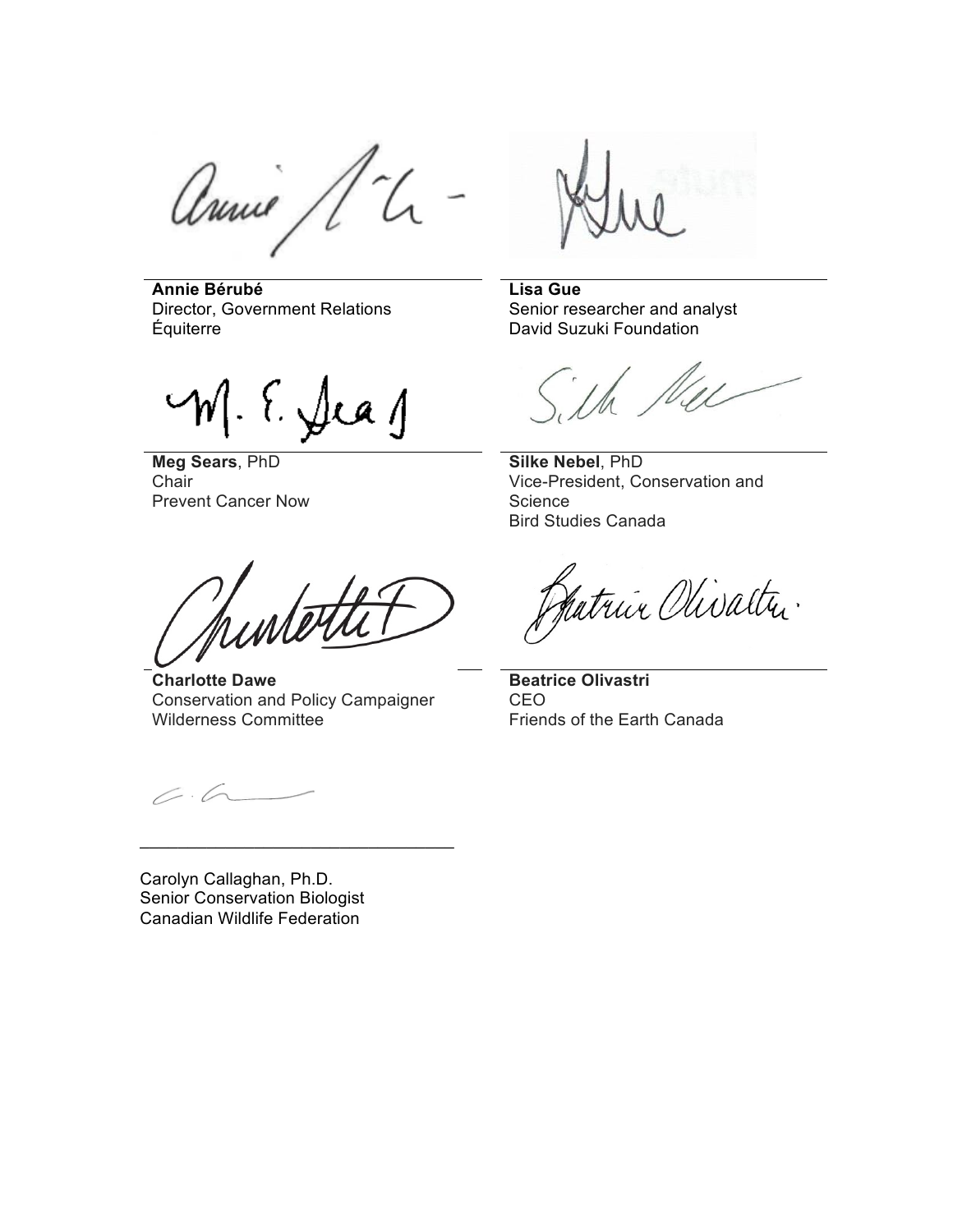**Annie Bérubé**
Director, Government Relations
Équiterre

**Lisa Gue**
Senior researcher and analyst
David Suzuki Foundation

**Meg Sears**, PhD
Chair
Prevent Cancer Now

**Silke Nebel**, PhD
Vice-President, Conservation and Science
Bird Studies Canada

**Charlotte Dawe**
Conservation and Policy Campaigner
Wilderness Committee

**Beatrice Olivastri**
CEO
Friends of the Earth Canada

Carolyn Callaghan, Ph.D.
Senior Conservation Biologist
Canadian Wildlife Federation